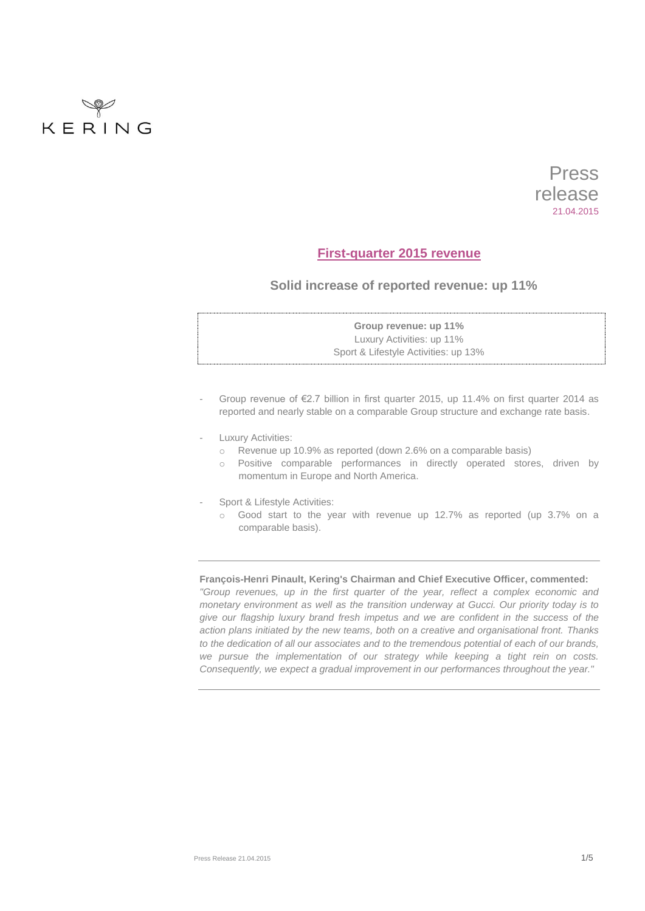KERING

Press release
21.04.2015

# First-quarter 2015 revenue

## Solid increase of reported revenue: up 11%

**Group revenue: up 11%**
Luxury Activities: up 11%
Sport & Lifestyle Activities: up 13%

- Group revenue of €2.7 billion in first quarter 2015, up 11.4% on first quarter 2014 as reported and nearly stable on a comparable Group structure and exchange rate basis.

- Luxury Activities:
  - Revenue up 10.9% as reported (down 2.6% on a comparable basis)
  - Positive comparable performances in directly operated stores, driven by momentum in Europe and North America.

- Sport & Lifestyle Activities:
  - Good start to the year with revenue up 12.7% as reported (up 3.7% on a comparable basis).

---

**François-Henri Pinault, Kering's Chairman and Chief Executive Officer, commented:**
*"Group revenues, up in the first quarter of the year, reflect a complex economic and monetary environment as well as the transition underway at Gucci. Our priority today is to give our flagship luxury brand fresh impetus and we are confident in the success of the action plans initiated by the new teams, both on a creative and organisational front. Thanks to the dedication of all our associates and to the tremendous potential of each of our brands, we pursue the implementation of our strategy while keeping a tight rein on costs. Consequently, we expect a gradual improvement in our performances throughout the year."*

---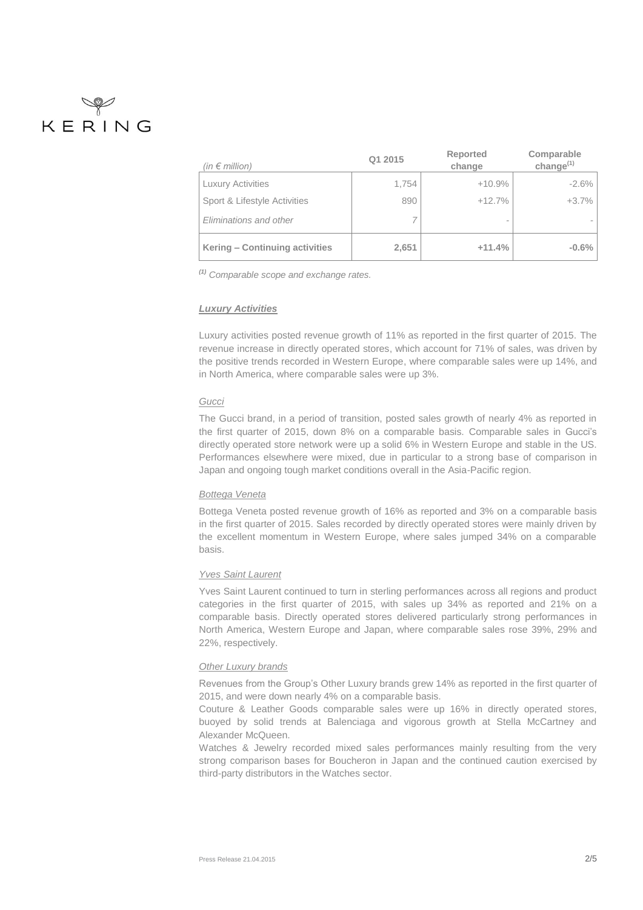| *(in € million)* | Q1 2015 | Reported change | Comparable change[1] |
|---|---|---|---|
| Luxury Activities | 1,754 | +10.9% | -2.6% |
| Sport & Lifestyle Activities | 890 | +12.7% | +3.7% |
| *Eliminations and other* | *7* | - | - |
| **Kering – Continuing activities** | **2,651** | **+11.4%** | **-0.6%** |

*[1] Comparable scope and exchange rates.*

***Luxury Activities***

Luxury activities posted revenue growth of 11% as reported in the first quarter of 2015. The revenue increase in directly operated stores, which account for 71% of sales, was driven by the positive trends recorded in Western Europe, where comparable sales were up 14%, and in North America, where comparable sales were up 3%.

*Gucci*

The Gucci brand, in a period of transition, posted sales growth of nearly 4% as reported in the first quarter of 2015, down 8% on a comparable basis. Comparable sales in Gucci's directly operated store network were up a solid 6% in Western Europe and stable in the US. Performances elsewhere were mixed, due in particular to a strong base of comparison in Japan and ongoing tough market conditions overall in the Asia-Pacific region.

*Bottega Veneta*

Bottega Veneta posted revenue growth of 16% as reported and 3% on a comparable basis in the first quarter of 2015. Sales recorded by directly operated stores were mainly driven by the excellent momentum in Western Europe, where sales jumped 34% on a comparable basis.

*Yves Saint Laurent*

Yves Saint Laurent continued to turn in sterling performances across all regions and product categories in the first quarter of 2015, with sales up 34% as reported and 21% on a comparable basis. Directly operated stores delivered particularly strong performances in North America, Western Europe and Japan, where comparable sales rose 39%, 29% and 22%, respectively.

*Other Luxury brands*

Revenues from the Group's Other Luxury brands grew 14% as reported in the first quarter of 2015, and were down nearly 4% on a comparable basis.

Couture & Leather Goods comparable sales were up 16% in directly operated stores, buoyed by solid trends at Balenciaga and vigorous growth at Stella McCartney and Alexander McQueen.

Watches & Jewelry recorded mixed sales performances mainly resulting from the very strong comparison bases for Boucheron in Japan and the continued caution exercised by third-party distributors in the Watches sector.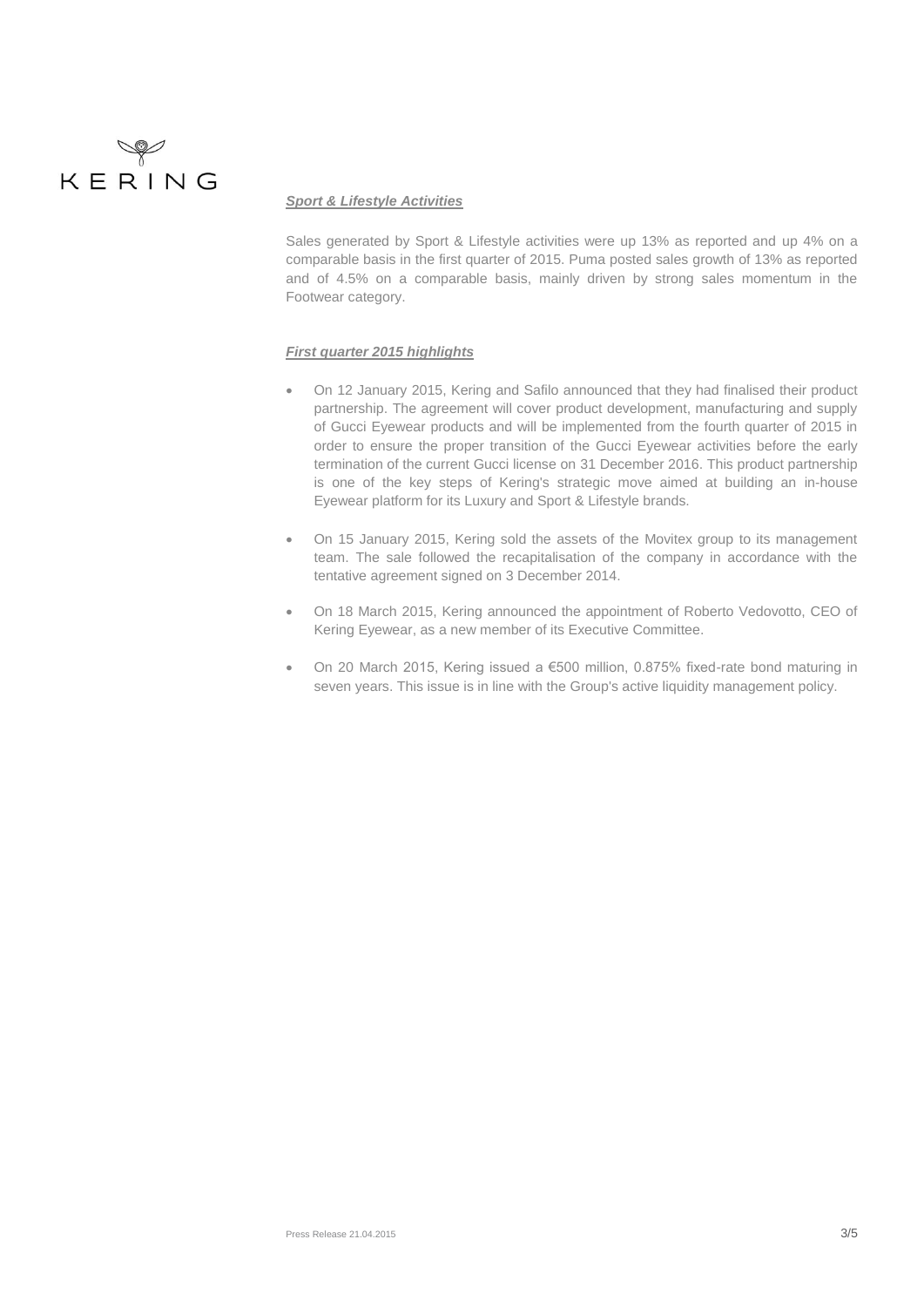***Sport & Lifestyle Activities***

Sales generated by Sport & Lifestyle activities were up 13% as reported and up 4% on a comparable basis in the first quarter of 2015. Puma posted sales growth of 13% as reported and of 4.5% on a comparable basis, mainly driven by strong sales momentum in the Footwear category.

***First quarter 2015 highlights***

- On 12 January 2015, Kering and Safilo announced that they had finalised their product partnership. The agreement will cover product development, manufacturing and supply of Gucci Eyewear products and will be implemented from the fourth quarter of 2015 in order to ensure the proper transition of the Gucci Eyewear activities before the early termination of the current Gucci license on 31 December 2016. This product partnership is one of the key steps of Kering's strategic move aimed at building an in-house Eyewear platform for its Luxury and Sport & Lifestyle brands.
- On 15 January 2015, Kering sold the assets of the Movitex group to its management team. The sale followed the recapitalisation of the company in accordance with the tentative agreement signed on 3 December 2014.
- On 18 March 2015, Kering announced the appointment of Roberto Vedovotto, CEO of Kering Eyewear, as a new member of its Executive Committee.
- On 20 March 2015, Kering issued a €500 million, 0.875% fixed-rate bond maturing in seven years. This issue is in line with the Group's active liquidity management policy.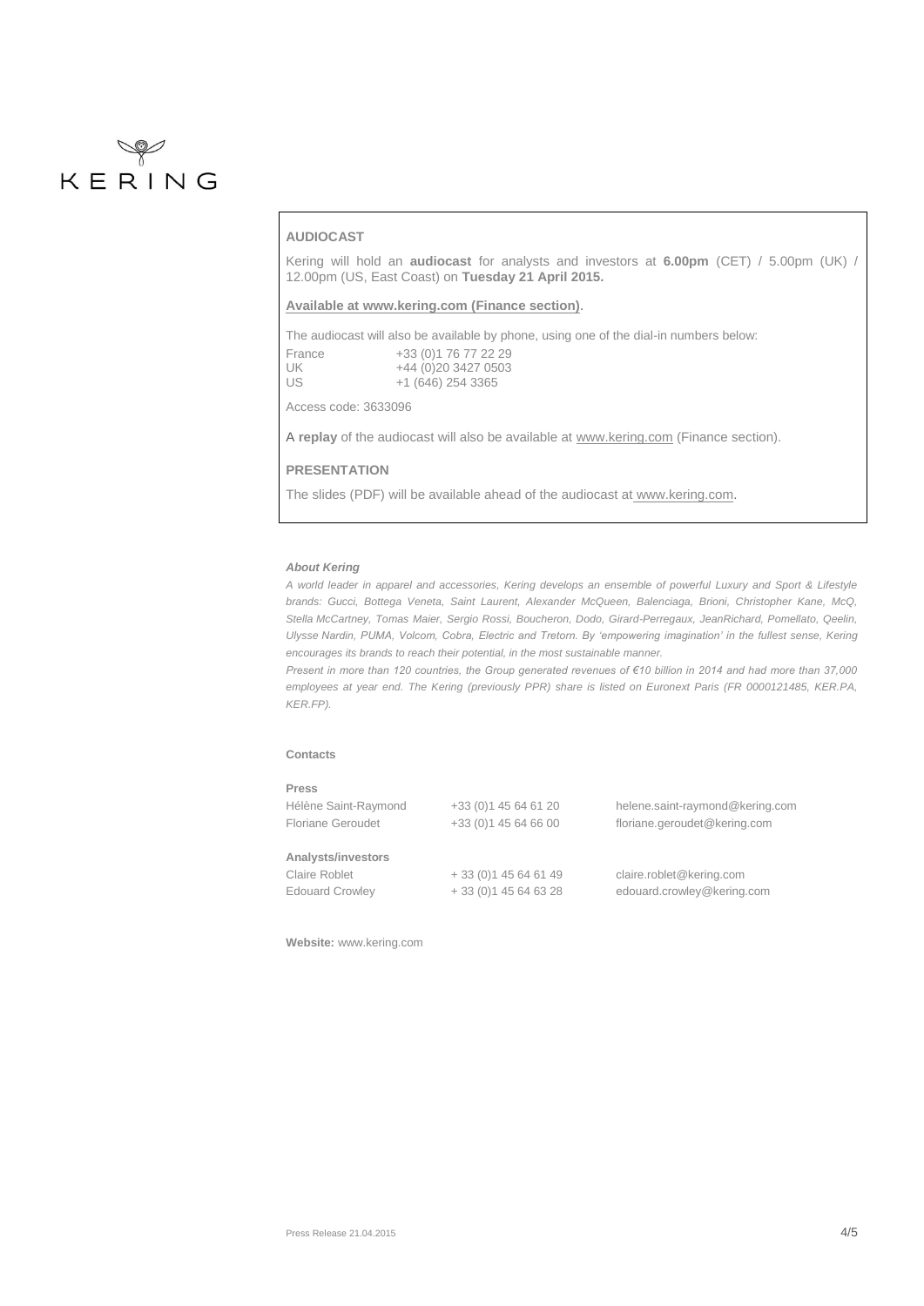## AUDIOCAST

Kering will hold an **audiocast** for analysts and investors at **6.00pm** (CET) / 5.00pm (UK) / 12.00pm (US, East Coast) on **Tuesday 21 April 2015.**

**Available at www.kering.com (Finance section)**.

The audiocast will also be available by phone, using one of the dial-in numbers below:

| | |
|---|---|
| France | +33 (0)1 76 77 22 29 |
| UK | +44 (0)20 3427 0503 |
| US | +1 (646) 254 3365 |

Access code: 3633096

A **replay** of the audiocast will also be available at www.kering.com (Finance section).

## PRESENTATION

The slides (PDF) will be available ahead of the audiocast at www.kering.com.

***About Kering***

*A world leader in apparel and accessories, Kering develops an ensemble of powerful Luxury and Sport & Lifestyle brands: Gucci, Bottega Veneta, Saint Laurent, Alexander McQueen, Balenciaga, Brioni, Christopher Kane, McQ, Stella McCartney, Tomas Maier, Sergio Rossi, Boucheron, Dodo, Girard-Perregaux, JeanRichard, Pomellato, Qeelin, Ulysse Nardin, PUMA, Volcom, Cobra, Electric and Tretorn. By 'empowering imagination' in the fullest sense, Kering encourages its brands to reach their potential, in the most sustainable manner.*

*Present in more than 120 countries, the Group generated revenues of €10 billion in 2014 and had more than 37,000 employees at year end. The Kering (previously PPR) share is listed on Euronext Paris (FR 0000121485, KER.PA, KER.FP).*

**Contacts**

| | | |
|---|---|---|
| **Press** | | |
| Hélène Saint-Raymond | +33 (0)1 45 64 61 20 | helene.saint-raymond@kering.com |
| Floriane Geroudet | +33 (0)1 45 64 66 00 | floriane.geroudet@kering.com |
| **Analysts/investors** | | |
| Claire Roblet | + 33 (0)1 45 64 61 49 | claire.roblet@kering.com |
| Edouard Crowley | + 33 (0)1 45 64 63 28 | edouard.crowley@kering.com |

**Website:** www.kering.com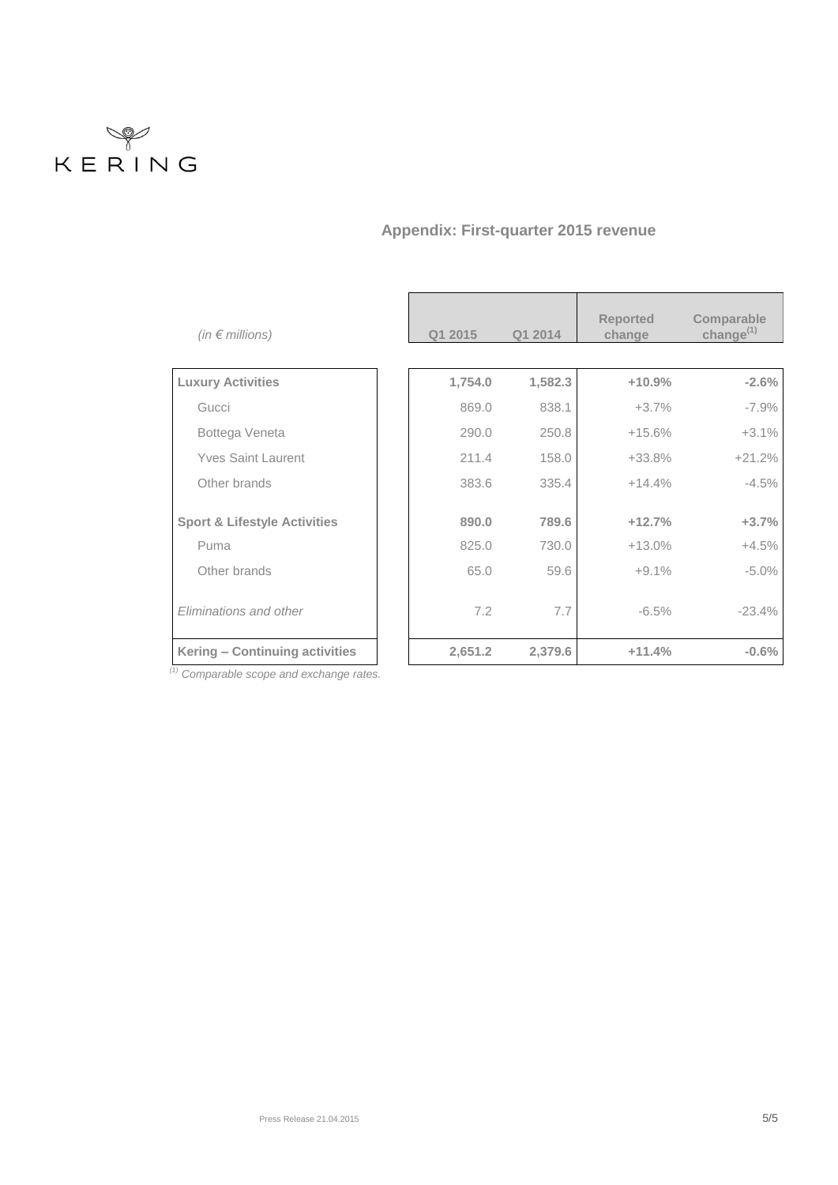KERING

## Appendix: First-quarter 2015 revenue

| *(in € millions)* | Q1 2015 | Q1 2014 | Reported change | Comparable change[(1)] |
|---|---|---|---|---|
| **Luxury Activities** | **1,754.0** | **1,582.3** | **+10.9%** | **-2.6%** |
| Gucci | 869.0 | 838.1 | +3.7% | -7.9% |
| Bottega Veneta | 290.0 | 250.8 | +15.6% | +3.1% |
| Yves Saint Laurent | 211.4 | 158.0 | +33.8% | +21.2% |
| Other brands | 383.6 | 335.4 | +14.4% | -4.5% |
| **Sport & Lifestyle Activities** | **890.0** | **789.6** | **+12.7%** | **+3.7%** |
| Puma | 825.0 | 730.0 | +13.0% | +4.5% |
| Other brands | 65.0 | 59.6 | +9.1% | -5.0% |
| *Eliminations and other* | 7.2 | 7.7 | -6.5% | -23.4% |
| **Kering – Continuing activities** | **2,651.2** | **2,379.6** | **+11.4%** | **-0.6%** |

*[(1)] Comparable scope and exchange rates.*